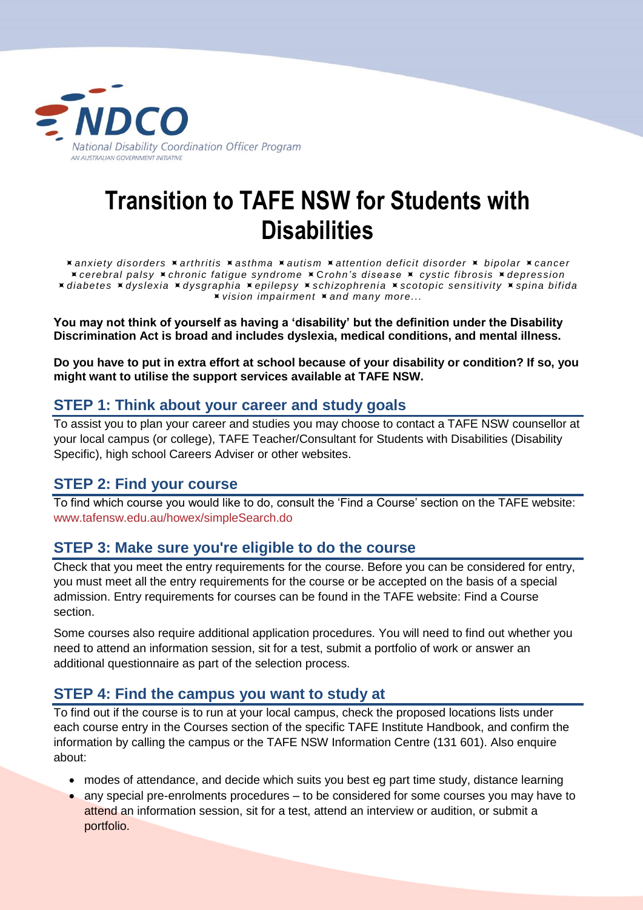NDCO

National Disability Coordination Officer Program

AN AUSTRALIAN GOVERNMENT INITIATIVE

# Transition to TAFE NSW for Students with Disabilities

*⌘ anxiety disorders ⌘ arthritis ⌘ asthma ⌘ autism ⌘ attention deficit disorder ⌘ bipolar ⌘ cancer ⌘ cerebral palsy ⌘ chronic fatigue syndrome ⌘ Crohn's disease ⌘ cystic fibrosis ⌘ depression ⌘ diabetes ⌘ dyslexia ⌘ dysgraphia ⌘ epilepsy ⌘ schizophrenia ⌘ scotopic sensitivity ⌘ spina bifida ⌘ vision impairment ⌘ and many more...*

**You may not think of yourself as having a 'disability' but the definition under the Disability Discrimination Act is broad and includes dyslexia, medical conditions, and mental illness.**

**Do you have to put in extra effort at school because of your disability or condition? If so, you might want to utilise the support services available at TAFE NSW.**

## STEP 1: Think about your career and study goals

To assist you to plan your career and studies you may choose to contact a TAFE NSW counsellor at your local campus (or college), TAFE Teacher/Consultant for Students with Disabilities (Disability Specific), high school Careers Adviser or other websites.

## STEP 2: Find your course

To find which course you would like to do, consult the 'Find a Course' section on the TAFE website: www.tafensw.edu.au/howex/simpleSearch.do

## STEP 3: Make sure you're eligible to do the course

Check that you meet the entry requirements for the course. Before you can be considered for entry, you must meet all the entry requirements for the course or be accepted on the basis of a special admission. Entry requirements for courses can be found in the TAFE website: Find a Course section.

Some courses also require additional application procedures. You will need to find out whether you need to attend an information session, sit for a test, submit a portfolio of work or answer an additional questionnaire as part of the selection process.

## STEP 4: Find the campus you want to study at

To find out if the course is to run at your local campus, check the proposed locations lists under each course entry in the Courses section of the specific TAFE Institute Handbook, and confirm the information by calling the campus or the TAFE NSW Information Centre (131 601). Also enquire about:

- modes of attendance, and decide which suits you best eg part time study, distance learning
- any special pre-enrolments procedures – to be considered for some courses you may have to attend an information session, sit for a test, attend an interview or audition, or submit a portfolio.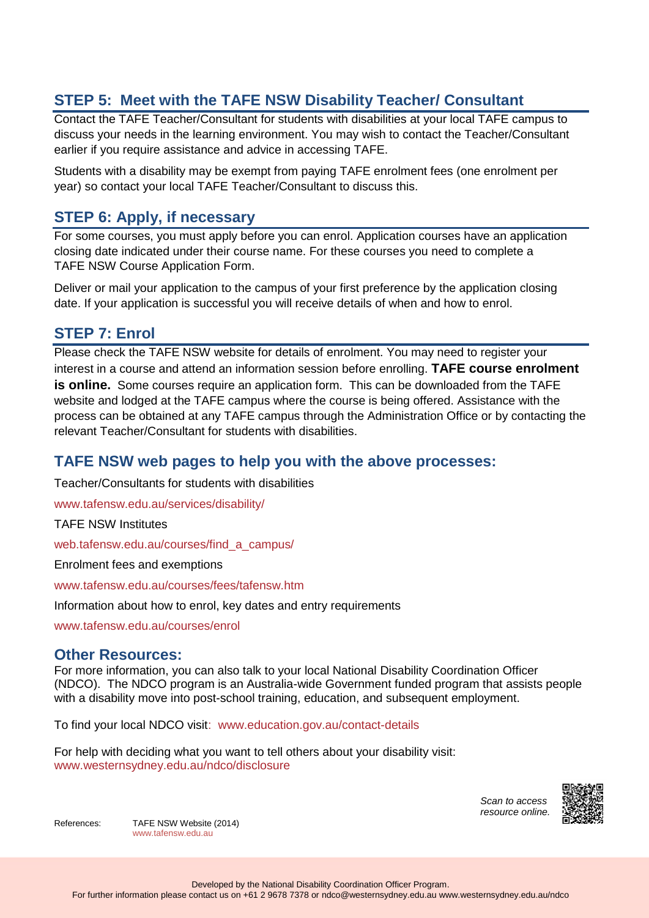## STEP 5: Meet with the TAFE NSW Disability Teacher/ Consultant

Contact the TAFE Teacher/Consultant for students with disabilities at your local TAFE campus to discuss your needs in the learning environment. You may wish to contact the Teacher/Consultant earlier if you require assistance and advice in accessing TAFE.

Students with a disability may be exempt from paying TAFE enrolment fees (one enrolment per year) so contact your local TAFE Teacher/Consultant to discuss this.

## STEP 6: Apply, if necessary

For some courses, you must apply before you can enrol. Application courses have an application closing date indicated under their course name. For these courses you need to complete a TAFE NSW Course Application Form.

Deliver or mail your application to the campus of your first preference by the application closing date. If your application is successful you will receive details of when and how to enrol.

## STEP 7: Enrol

Please check the TAFE NSW website for details of enrolment. You may need to register your interest in a course and attend an information session before enrolling. **TAFE course enrolment is online.** Some courses require an application form. This can be downloaded from the TAFE website and lodged at the TAFE campus where the course is being offered. Assistance with the process can be obtained at any TAFE campus through the Administration Office or by contacting the relevant Teacher/Consultant for students with disabilities.

## TAFE NSW web pages to help you with the above processes:

Teacher/Consultants for students with disabilities

www.tafensw.edu.au/services/disability/

TAFE NSW Institutes

web.tafensw.edu.au/courses/find_a_campus/

Enrolment fees and exemptions

www.tafensw.edu.au/courses/fees/tafensw.htm

Information about how to enrol, key dates and entry requirements

www.tafensw.edu.au/courses/enrol

## Other Resources:

For more information, you can also talk to your local National Disability Coordination Officer (NDCO). The NDCO program is an Australia-wide Government funded program that assists people with a disability move into post-school training, education, and subsequent employment.

To find your local NDCO visit: www.education.gov.au/contact-details

For help with deciding what you want to tell others about your disability visit: www.westernsydney.edu.au/ndco/disclosure

*Scan to access resource online.*

References: TAFE NSW Website (2014) www.tafensw.edu.au

Developed by the National Disability Coordination Officer Program.
For further information please contact us on +61 2 9678 7378 or ndco@westernsydney.edu.au www.westernsydney.edu.au/ndco